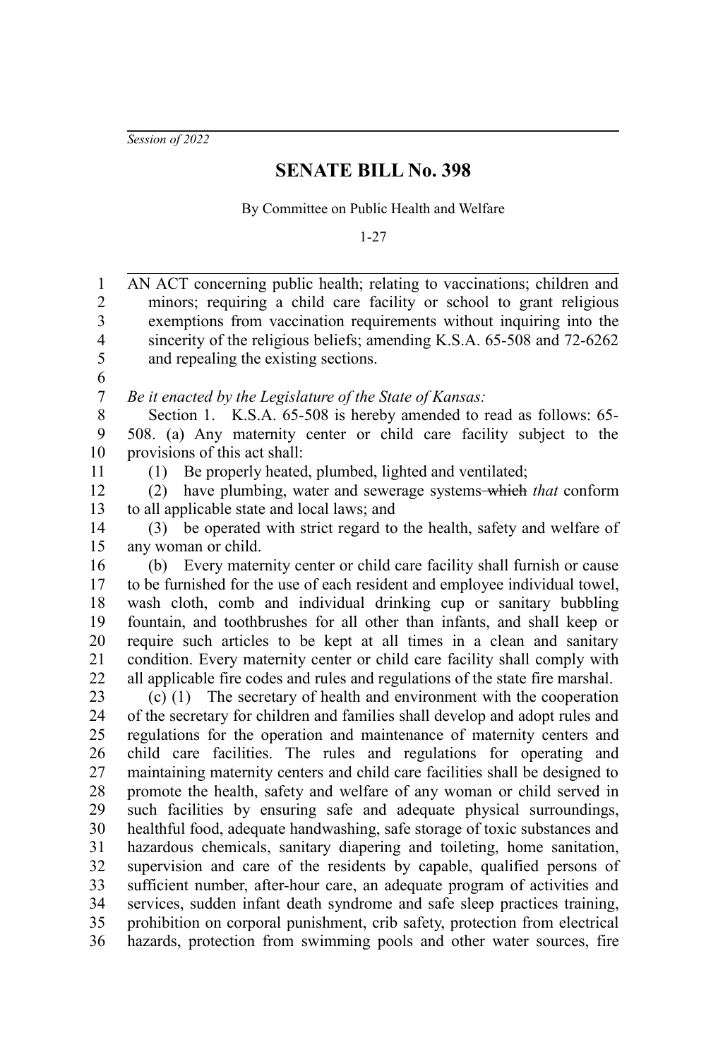*Session of 2022*

# SENATE BILL No. 398

By Committee on Public Health and Welfare

1-27

AN ACT concerning public health; relating to vaccinations; children and minors; requiring a child care facility or school to grant religious exemptions from vaccination requirements without inquiring into the sincerity of the religious beliefs; amending K.S.A. 65-508 and 72-6262 and repealing the existing sections.

*Be it enacted by the Legislature of the State of Kansas:*

Section 1. K.S.A. 65-508 is hereby amended to read as follows: 65-508. (a) Any maternity center or child care facility subject to the provisions of this act shall:

(1) Be properly heated, plumbed, lighted and ventilated;

(2) have plumbing, water and sewerage systems ~~which~~ *that* conform to all applicable state and local laws; and

(3) be operated with strict regard to the health, safety and welfare of any woman or child.

(b) Every maternity center or child care facility shall furnish or cause to be furnished for the use of each resident and employee individual towel, wash cloth, comb and individual drinking cup or sanitary bubbling fountain, and toothbrushes for all other than infants, and shall keep or require such articles to be kept at all times in a clean and sanitary condition. Every maternity center or child care facility shall comply with all applicable fire codes and rules and regulations of the state fire marshal.

(c) (1) The secretary of health and environment with the cooperation of the secretary for children and families shall develop and adopt rules and regulations for the operation and maintenance of maternity centers and child care facilities. The rules and regulations for operating and maintaining maternity centers and child care facilities shall be designed to promote the health, safety and welfare of any woman or child served in such facilities by ensuring safe and adequate physical surroundings, healthful food, adequate handwashing, safe storage of toxic substances and hazardous chemicals, sanitary diapering and toileting, home sanitation, supervision and care of the residents by capable, qualified persons of sufficient number, after-hour care, an adequate program of activities and services, sudden infant death syndrome and safe sleep practices training, prohibition on corporal punishment, crib safety, protection from electrical hazards, protection from swimming pools and other water sources, fire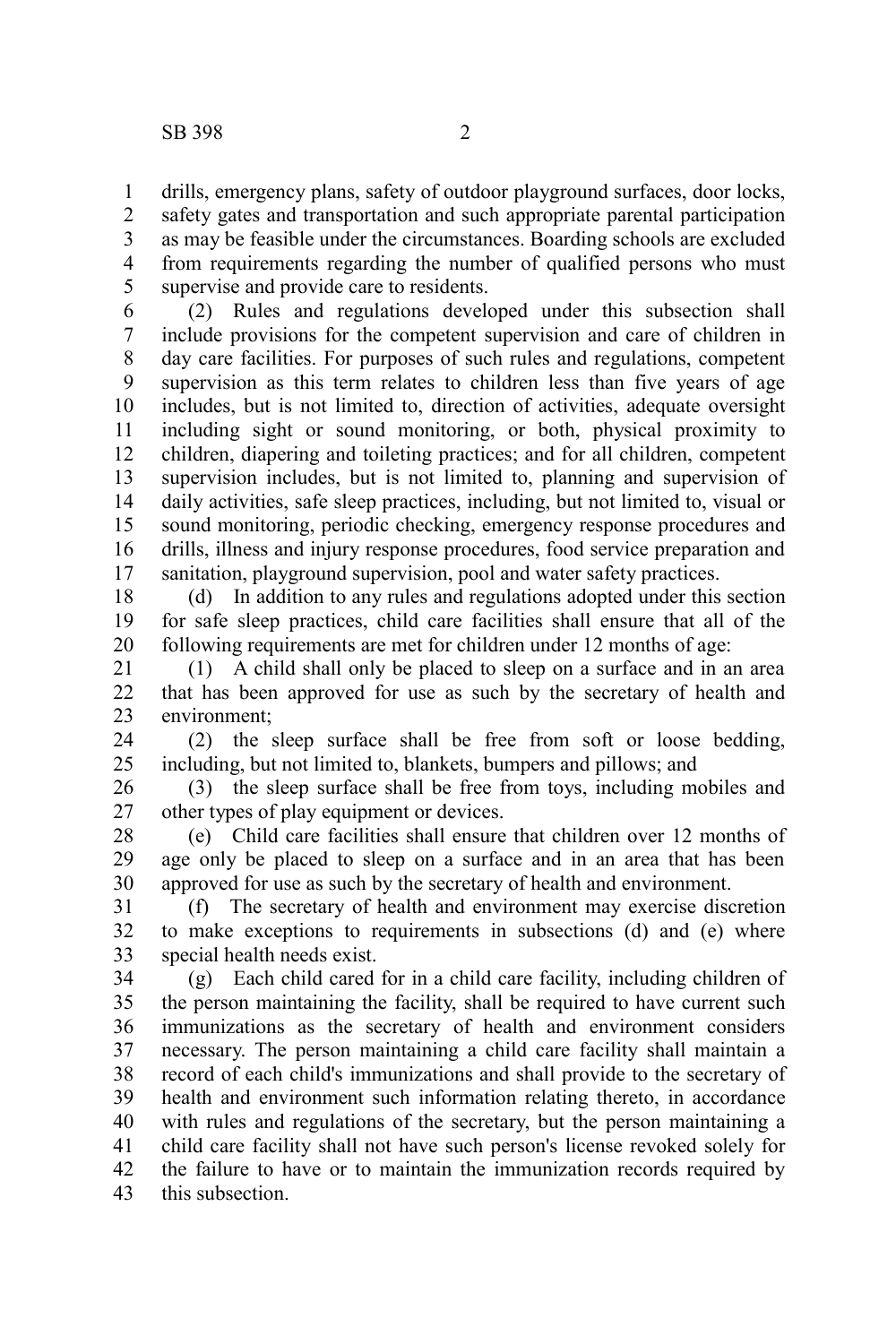drills, emergency plans, safety of outdoor playground surfaces, door locks, safety gates and transportation and such appropriate parental participation as may be feasible under the circumstances. Boarding schools are excluded from requirements regarding the number of qualified persons who must supervise and provide care to residents.

(2) Rules and regulations developed under this subsection shall include provisions for the competent supervision and care of children in day care facilities. For purposes of such rules and regulations, competent supervision as this term relates to children less than five years of age includes, but is not limited to, direction of activities, adequate oversight including sight or sound monitoring, or both, physical proximity to children, diapering and toileting practices; and for all children, competent supervision includes, but is not limited to, planning and supervision of daily activities, safe sleep practices, including, but not limited to, visual or sound monitoring, periodic checking, emergency response procedures and drills, illness and injury response procedures, food service preparation and sanitation, playground supervision, pool and water safety practices.

(d) In addition to any rules and regulations adopted under this section for safe sleep practices, child care facilities shall ensure that all of the following requirements are met for children under 12 months of age:

(1) A child shall only be placed to sleep on a surface and in an area that has been approved for use as such by the secretary of health and environment;

(2) the sleep surface shall be free from soft or loose bedding, including, but not limited to, blankets, bumpers and pillows; and

(3) the sleep surface shall be free from toys, including mobiles and other types of play equipment or devices.

(e) Child care facilities shall ensure that children over 12 months of age only be placed to sleep on a surface and in an area that has been approved for use as such by the secretary of health and environment.

(f) The secretary of health and environment may exercise discretion to make exceptions to requirements in subsections (d) and (e) where special health needs exist.

(g) Each child cared for in a child care facility, including children of the person maintaining the facility, shall be required to have current such immunizations as the secretary of health and environment considers necessary. The person maintaining a child care facility shall maintain a record of each child's immunizations and shall provide to the secretary of health and environment such information relating thereto, in accordance with rules and regulations of the secretary, but the person maintaining a child care facility shall not have such person's license revoked solely for the failure to have or to maintain the immunization records required by this subsection.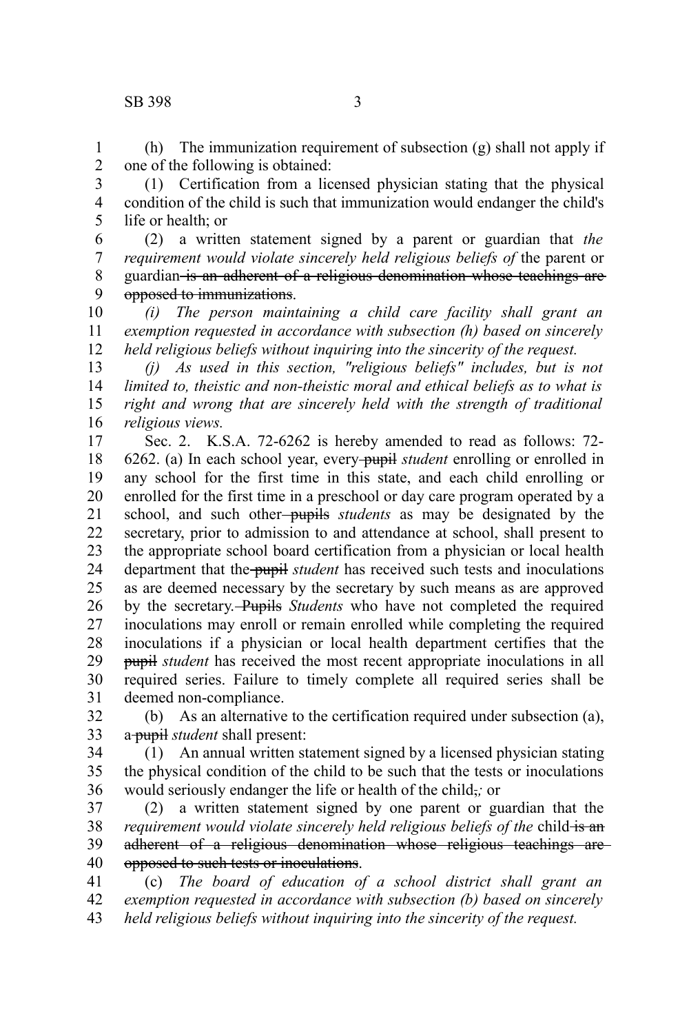(h) The immunization requirement of subsection (g) shall not apply if one of the following is obtained:

(1) Certification from a licensed physician stating that the physical condition of the child is such that immunization would endanger the child's life or health; or

(2) a written statement signed by a parent or guardian that *the requirement would violate sincerely held religious beliefs of* the parent or guardian ~~is an adherent of a religious denomination whose teachings are opposed to immunizations~~.

*(i) The person maintaining a child care facility shall grant an exemption requested in accordance with subsection (h) based on sincerely held religious beliefs without inquiring into the sincerity of the request.*

*(j) As used in this section, "religious beliefs" includes, but is not limited to, theistic and non-theistic moral and ethical beliefs as to what is right and wrong that are sincerely held with the strength of traditional religious views.*

Sec. 2. K.S.A. 72-6262 is hereby amended to read as follows: 72-6262. (a) In each school year, every ~~pupil~~ *student* enrolling or enrolled in any school for the first time in this state, and each child enrolling or enrolled for the first time in a preschool or day care program operated by a school, and such other ~~pupils~~ *students* as may be designated by the secretary, prior to admission to and attendance at school, shall present to the appropriate school board certification from a physician or local health department that the ~~pupil~~ *student* has received such tests and inoculations as are deemed necessary by the secretary by such means as are approved by the secretary. ~~Pupils~~ *Students* who have not completed the required inoculations may enroll or remain enrolled while completing the required inoculations if a physician or local health department certifies that the ~~pupil~~ *student* has received the most recent appropriate inoculations in all required series. Failure to timely complete all required series shall be deemed non-compliance.

(b) As an alternative to the certification required under subsection (a), a ~~pupil~~ *student* shall present:

(1) An annual written statement signed by a licensed physician stating the physical condition of the child to be such that the tests or inoculations would seriously endanger the life or health of the child~~,~~*;* or

(2) a written statement signed by one parent or guardian that the *requirement would violate sincerely held religious beliefs of the* child ~~is an adherent of a religious denomination whose religious teachings are opposed to such tests or inoculations~~.

(c) *The board of education of a school district shall grant an exemption requested in accordance with subsection (b) based on sincerely held religious beliefs without inquiring into the sincerity of the request.*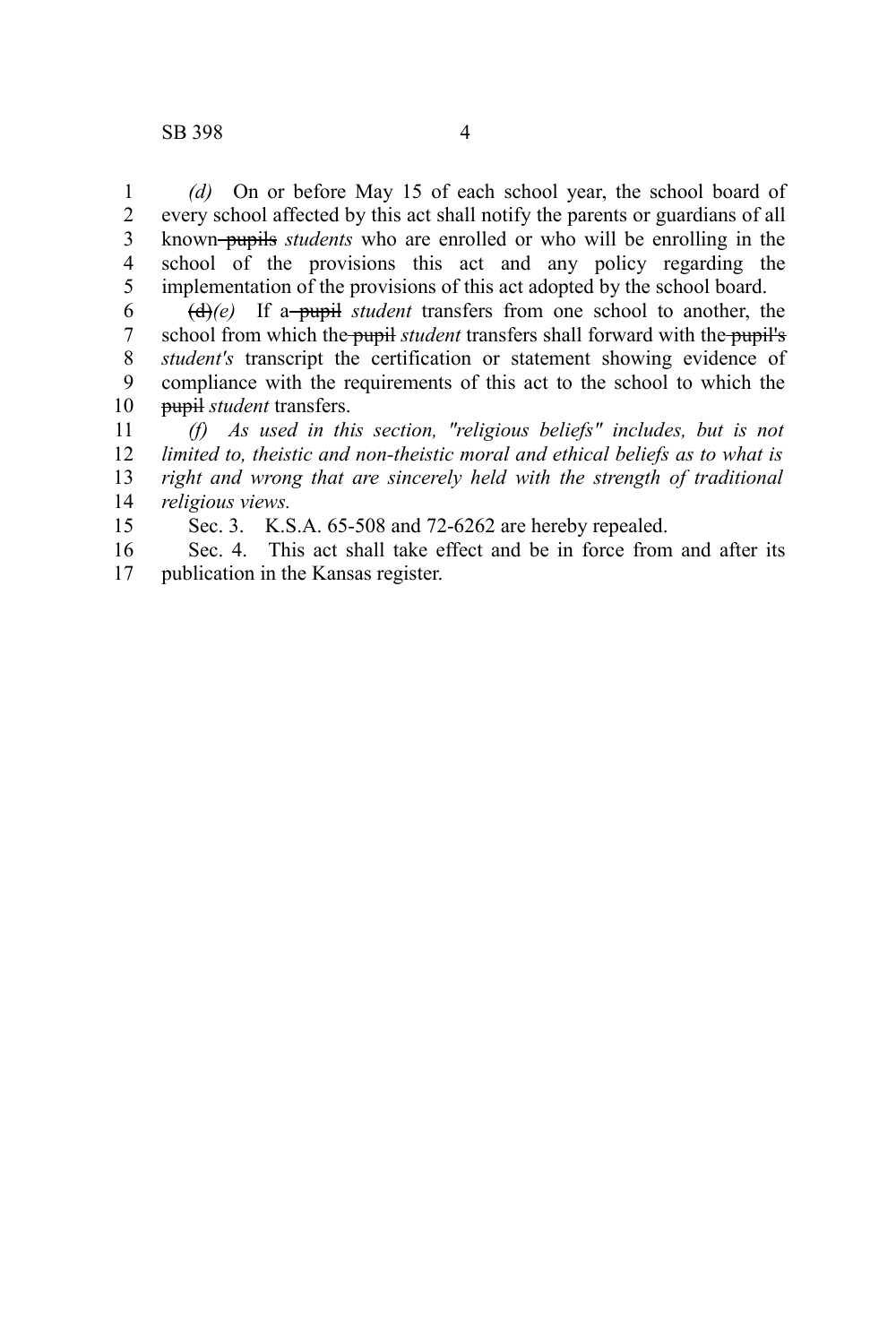*(d)* On or before May 15 of each school year, the school board of every school affected by this act shall notify the parents or guardians of all known ~~pupils~~ *students* who are enrolled or who will be enrolling in the school of the provisions this act and any policy regarding the implementation of the provisions of this act adopted by the school board.

~~(d)~~*(e)* If a ~~pupil~~ *student* transfers from one school to another, the school from which the ~~pupil~~ *student* transfers shall forward with the ~~pupil's~~ *student's* transcript the certification or statement showing evidence of compliance with the requirements of this act to the school to which the ~~pupil~~ *student* transfers.

*(f) As used in this section, "religious beliefs" includes, but is not limited to, theistic and non-theistic moral and ethical beliefs as to what is right and wrong that are sincerely held with the strength of traditional religious views.*

Sec. 3. K.S.A. 65-508 and 72-6262 are hereby repealed.

Sec. 4. This act shall take effect and be in force from and after its publication in the Kansas register.